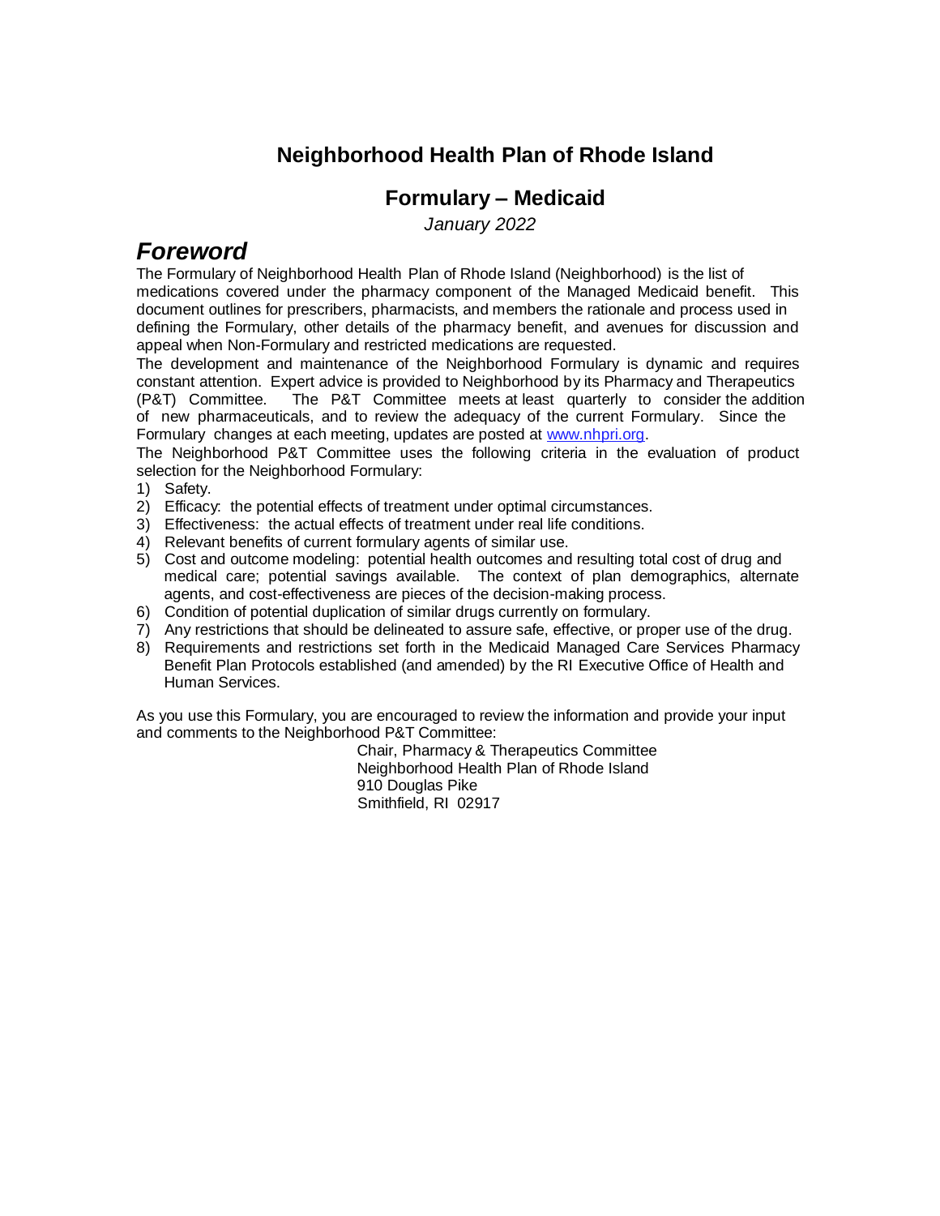## Neighborhood Health Plan of Rhode Island

### Formulary – Medicaid

*January 2022*

# *Foreword*

The Formulary of Neighborhood Health Plan of Rhode Island (Neighborhood) is the list of medications covered under the pharmacy component of the Managed Medicaid benefit. This document outlines for prescribers, pharmacists, and members the rationale and process used in defining the Formulary, other details of the pharmacy benefit, and avenues for discussion and appeal when Non-Formulary and restricted medications are requested.

The development and maintenance of the Neighborhood Formulary is dynamic and requires constant attention. Expert advice is provided to Neighborhood by its Pharmacy and Therapeutics (P&T) Committee. The P&T Committee meets at least quarterly to consider the addition of new pharmaceuticals, and to review the adequacy of the current Formulary. Since the Formulary changes at each meeting, updates are posted at [www.nhpri.org](www.nhpri.org).

The Neighborhood P&T Committee uses the following criteria in the evaluation of product selection for the Neighborhood Formulary:

1) Safety.
2) Efficacy: the potential effects of treatment under optimal circumstances.
3) Effectiveness: the actual effects of treatment under real life conditions.
4) Relevant benefits of current formulary agents of similar use.
5) Cost and outcome modeling: potential health outcomes and resulting total cost of drug and medical care; potential savings available. The context of plan demographics, alternate agents, and cost-effectiveness are pieces of the decision-making process.
6) Condition of potential duplication of similar drugs currently on formulary.
7) Any restrictions that should be delineated to assure safe, effective, or proper use of the drug.
8) Requirements and restrictions set forth in the Medicaid Managed Care Services Pharmacy Benefit Plan Protocols established (and amended) by the RI Executive Office of Health and Human Services.

As you use this Formulary, you are encouraged to review the information and provide your input and comments to the Neighborhood P&T Committee:

Chair, Pharmacy & Therapeutics Committee
Neighborhood Health Plan of Rhode Island
910 Douglas Pike
Smithfield, RI 02917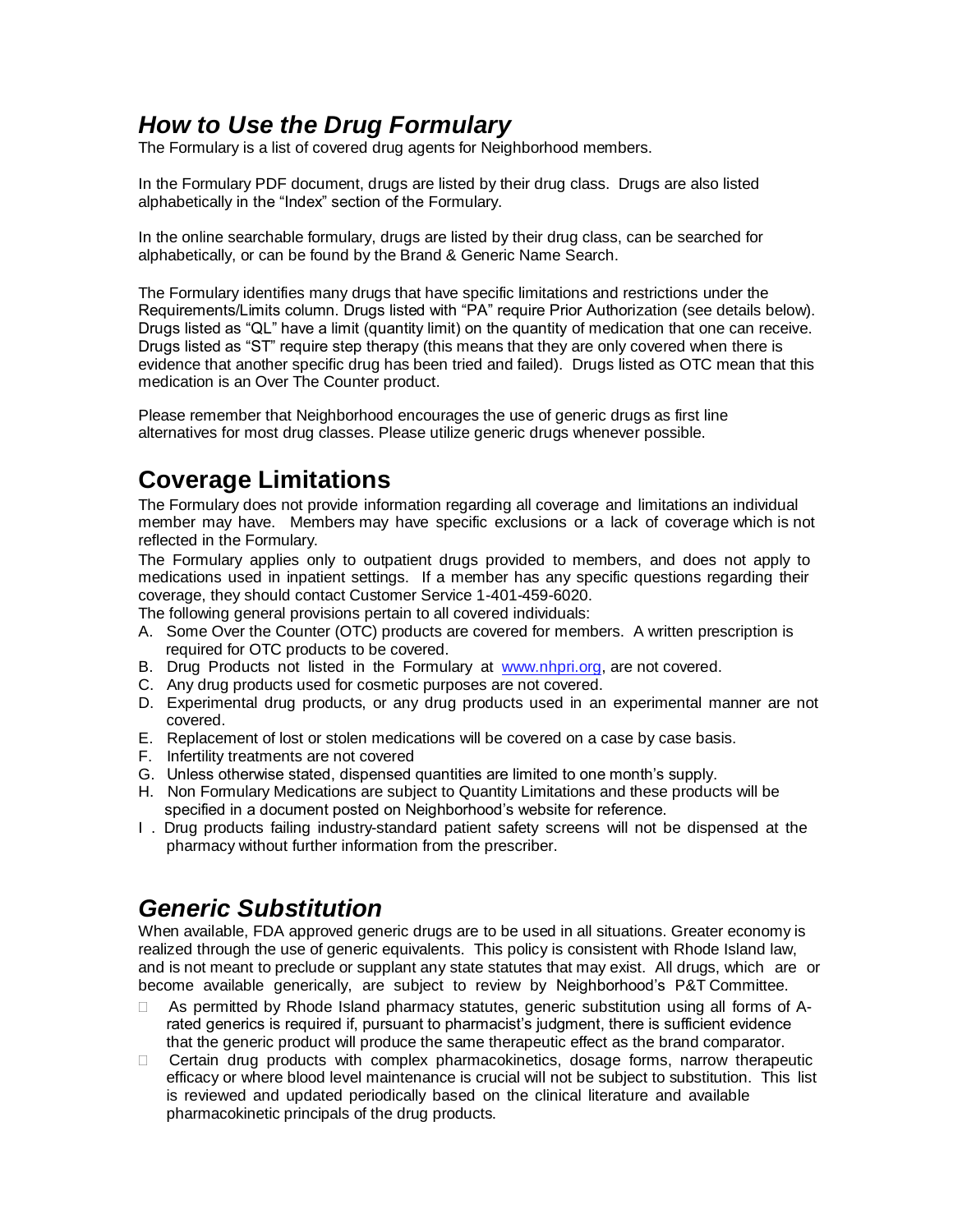## *How to Use the Drug Formulary*

The Formulary is a list of covered drug agents for Neighborhood members.

In the Formulary PDF document, drugs are listed by their drug class. Drugs are also listed alphabetically in the "Index" section of the Formulary.

In the online searchable formulary, drugs are listed by their drug class, can be searched for alphabetically, or can be found by the Brand & Generic Name Search.

The Formulary identifies many drugs that have specific limitations and restrictions under the Requirements/Limits column. Drugs listed with "PA" require Prior Authorization (see details below). Drugs listed as "QL" have a limit (quantity limit) on the quantity of medication that one can receive. Drugs listed as "ST" require step therapy (this means that they are only covered when there is evidence that another specific drug has been tried and failed). Drugs listed as OTC mean that this medication is an Over The Counter product.

Please remember that Neighborhood encourages the use of generic drugs as first line alternatives for most drug classes. Please utilize generic drugs whenever possible.

## Coverage Limitations

The Formulary does not provide information regarding all coverage and limitations an individual member may have. Members may have specific exclusions or a lack of coverage which is not reflected in the Formulary.

The Formulary applies only to outpatient drugs provided to members, and does not apply to medications used in inpatient settings. If a member has any specific questions regarding their coverage, they should contact Customer Service 1-401-459-6020.

The following general provisions pertain to all covered individuals:

A. Some Over the Counter (OTC) products are covered for members. A written prescription is required for OTC products to be covered.
B. Drug Products not listed in the Formulary at www.nhpri.org, are not covered.
C. Any drug products used for cosmetic purposes are not covered.
D. Experimental drug products, or any drug products used in an experimental manner are not covered.
E. Replacement of lost or stolen medications will be covered on a case by case basis.
F. Infertility treatments are not covered
G. Unless otherwise stated, dispensed quantities are limited to one month's supply.
H. Non Formulary Medications are subject to Quantity Limitations and these products will be specified in a document posted on Neighborhood's website for reference.
I. Drug products failing industry-standard patient safety screens will not be dispensed at the pharmacy without further information from the prescriber.

## *Generic Substitution*

When available, FDA approved generic drugs are to be used in all situations. Greater economy is realized through the use of generic equivalents. This policy is consistent with Rhode Island law, and is not meant to preclude or supplant any state statutes that may exist. All drugs, which are or become available generically, are subject to review by Neighborhood's P&T Committee.

- As permitted by Rhode Island pharmacy statutes, generic substitution using all forms of A-rated generics is required if, pursuant to pharmacist's judgment, there is sufficient evidence that the generic product will produce the same therapeutic effect as the brand comparator.
- Certain drug products with complex pharmacokinetics, dosage forms, narrow therapeutic efficacy or where blood level maintenance is crucial will not be subject to substitution. This list is reviewed and updated periodically based on the clinical literature and available pharmacokinetic principals of the drug products.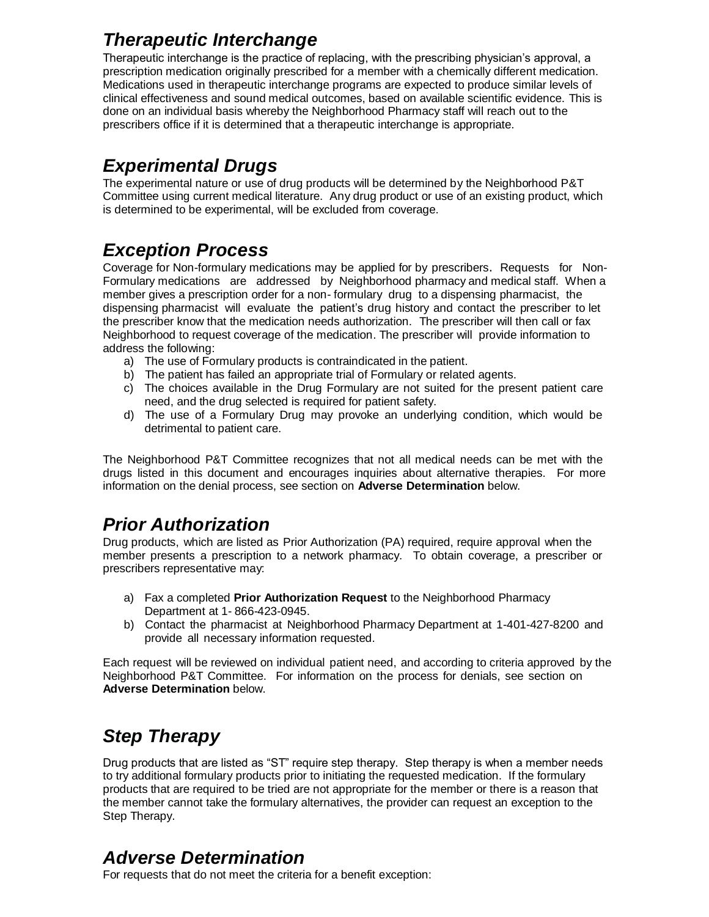## *Therapeutic Interchange*

Therapeutic interchange is the practice of replacing, with the prescribing physician's approval, a prescription medication originally prescribed for a member with a chemically different medication. Medications used in therapeutic interchange programs are expected to produce similar levels of clinical effectiveness and sound medical outcomes, based on available scientific evidence. This is done on an individual basis whereby the Neighborhood Pharmacy staff will reach out to the prescribers office if it is determined that a therapeutic interchange is appropriate.

## *Experimental Drugs*

The experimental nature or use of drug products will be determined by the Neighborhood P&T Committee using current medical literature. Any drug product or use of an existing product, which is determined to be experimental, will be excluded from coverage.

## *Exception Process*

Coverage for Non-formulary medications may be applied for by prescribers. Requests for Non-Formulary medications are addressed by Neighborhood pharmacy and medical staff. When a member gives a prescription order for a non- formulary drug to a dispensing pharmacist, the dispensing pharmacist will evaluate the patient's drug history and contact the prescriber to let the prescriber know that the medication needs authorization. The prescriber will then call or fax Neighborhood to request coverage of the medication. The prescriber will provide information to address the following:

a) The use of Formulary products is contraindicated in the patient.
b) The patient has failed an appropriate trial of Formulary or related agents.
c) The choices available in the Drug Formulary are not suited for the present patient care need, and the drug selected is required for patient safety.
d) The use of a Formulary Drug may provoke an underlying condition, which would be detrimental to patient care.

The Neighborhood P&T Committee recognizes that not all medical needs can be met with the drugs listed in this document and encourages inquiries about alternative therapies. For more information on the denial process, see section on **Adverse Determination** below.

## *Prior Authorization*

Drug products, which are listed as Prior Authorization (PA) required, require approval when the member presents a prescription to a network pharmacy. To obtain coverage, a prescriber or prescribers representative may:

a) Fax a completed **Prior Authorization Request** to the Neighborhood Pharmacy Department at 1- 866-423-0945.
b) Contact the pharmacist at Neighborhood Pharmacy Department at 1-401-427-8200 and provide all necessary information requested.

Each request will be reviewed on individual patient need, and according to criteria approved by the Neighborhood P&T Committee. For information on the process for denials, see section on **Adverse Determination** below.

## *Step Therapy*

Drug products that are listed as "ST" require step therapy. Step therapy is when a member needs to try additional formulary products prior to initiating the requested medication. If the formulary products that are required to be tried are not appropriate for the member or there is a reason that the member cannot take the formulary alternatives, the provider can request an exception to the Step Therapy.

## *Adverse Determination*

For requests that do not meet the criteria for a benefit exception: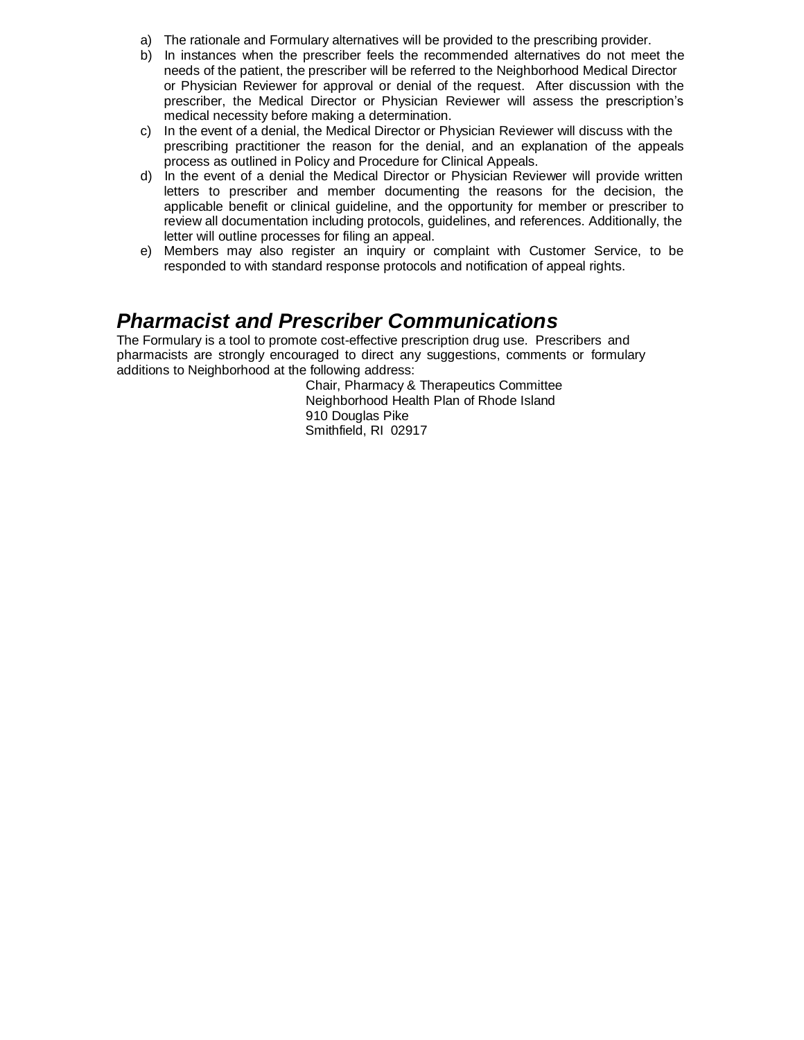a) The rationale and Formulary alternatives will be provided to the prescribing provider.
b) In instances when the prescriber feels the recommended alternatives do not meet the needs of the patient, the prescriber will be referred to the Neighborhood Medical Director or Physician Reviewer for approval or denial of the request. After discussion with the prescriber, the Medical Director or Physician Reviewer will assess the prescription's medical necessity before making a determination.
c) In the event of a denial, the Medical Director or Physician Reviewer will discuss with the prescribing practitioner the reason for the denial, and an explanation of the appeals process as outlined in Policy and Procedure for Clinical Appeals.
d) In the event of a denial the Medical Director or Physician Reviewer will provide written letters to prescriber and member documenting the reasons for the decision, the applicable benefit or clinical guideline, and the opportunity for member or prescriber to review all documentation including protocols, guidelines, and references. Additionally, the letter will outline processes for filing an appeal.
e) Members may also register an inquiry or complaint with Customer Service, to be responded to with standard response protocols and notification of appeal rights.

## ***Pharmacist and Prescriber Communications***

The Formulary is a tool to promote cost-effective prescription drug use. Prescribers and pharmacists are strongly encouraged to direct any suggestions, comments or formulary additions to Neighborhood at the following address:

Chair, Pharmacy & Therapeutics Committee
Neighborhood Health Plan of Rhode Island
910 Douglas Pike
Smithfield, RI 02917